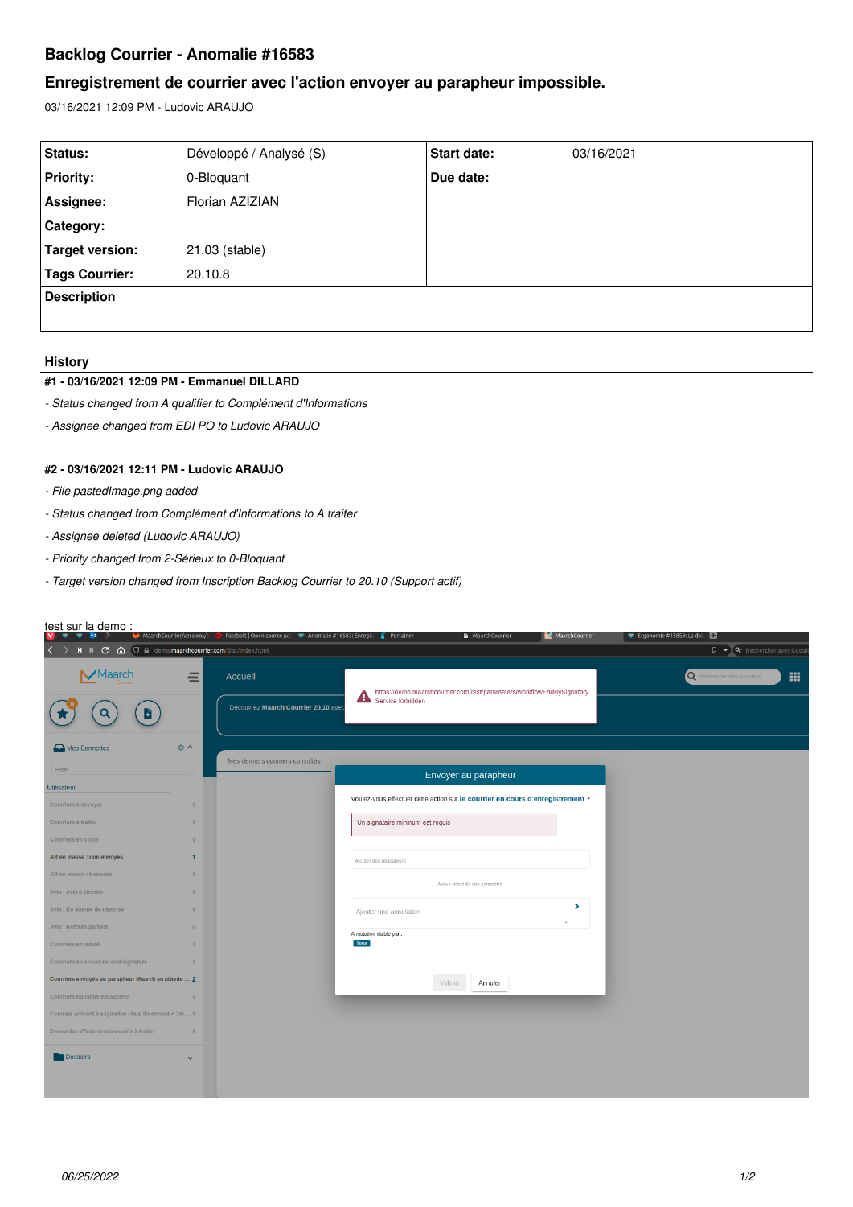# Backlog Courrier - Anomalie #16583

## Enregistrement de courrier avec l'action envoyer au parapheur impossible.

03/16/2021 12:09 PM - Ludovic ARAUJO

| | | | |
|---|---|---|---|
| **Status:** | Développé / Analysé (S) | **Start date:** | 03/16/2021 |
| **Priority:** | 0-Bloquant | **Due date:** | |
| **Assignee:** | Florian AZIZIAN | | |
| **Category:** | | | |
| **Target version:** | 21.03 (stable) | | |
| **Tags Courrier:** | 20.10.8 | | |

**Description**

### History

#### #1 - 03/16/2021 12:09 PM - Emmanuel DILLARD

- *Status changed from A qualifier to Complément d'Informations*
- *Assignee changed from EDI PO to Ludovic ARAUJO*

#### #2 - 03/16/2021 12:11 PM - Ludovic ARAUJO

- *File pastedImage.png added*
- *Status changed from Complément d'Informations to A traiter*
- *Assignee deleted (Ludovic ARAUJO)*
- *Priority changed from 2-Sérieux to 0-Bloquant*
- *Target version changed from Inscription Backlog Courrier to 20.10 (Support actif)*

test sur la demo :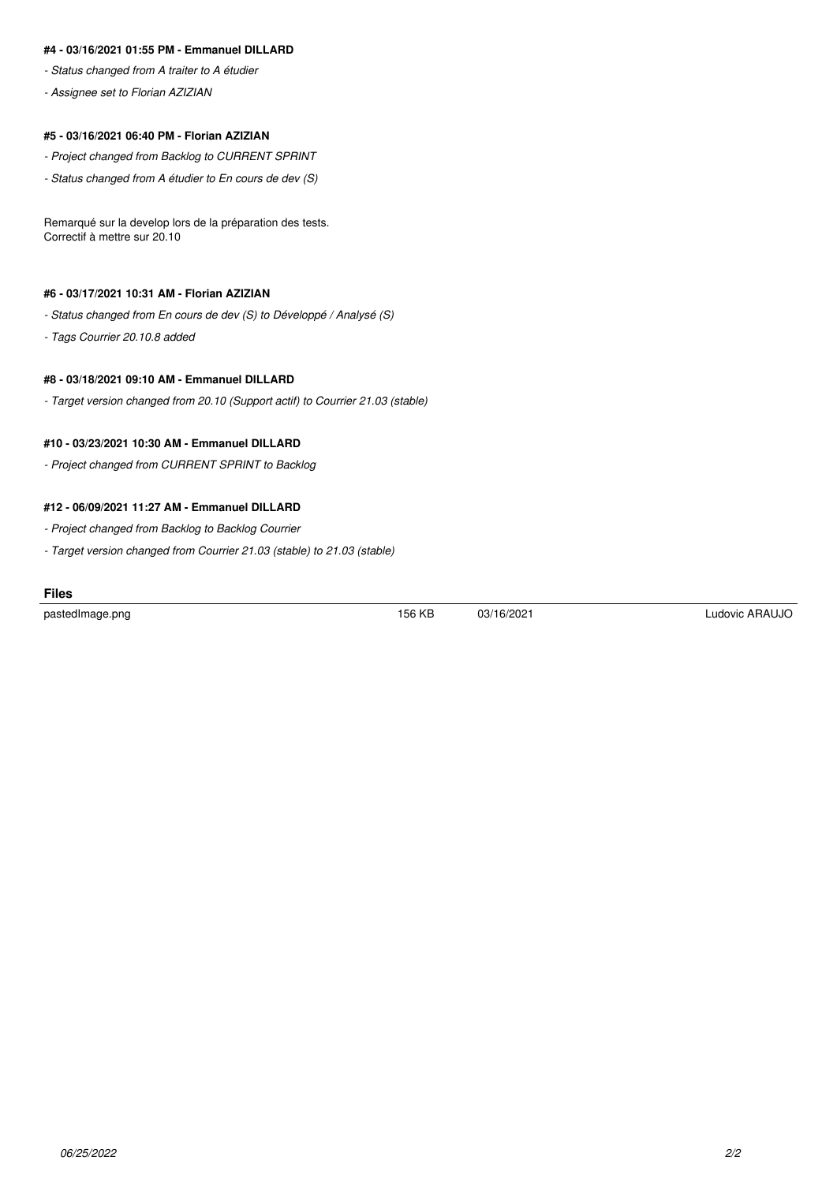#### #4 - 03/16/2021 01:55 PM - Emmanuel DILLARD

- *Status changed from A traiter to A étudier*
- *Assignee set to Florian AZIZIAN*

#### #5 - 03/16/2021 06:40 PM - Florian AZIZIAN

- *Project changed from Backlog to CURRENT SPRINT*
- *Status changed from A étudier to En cours de dev (S)*

Remarqué sur la develop lors de la préparation des tests.
Correctif à mettre sur 20.10

#### #6 - 03/17/2021 10:31 AM - Florian AZIZIAN

- *Status changed from En cours de dev (S) to Développé / Analysé (S)*
- *Tags Courrier 20.10.8 added*

#### #8 - 03/18/2021 09:10 AM - Emmanuel DILLARD

- *Target version changed from 20.10 (Support actif) to Courrier 21.03 (stable)*

#### #10 - 03/23/2021 10:30 AM - Emmanuel DILLARD

- *Project changed from CURRENT SPRINT to Backlog*

#### #12 - 06/09/2021 11:27 AM - Emmanuel DILLARD

- *Project changed from Backlog to Backlog Courrier*
- *Target version changed from Courrier 21.03 (stable) to 21.03 (stable)*

### Files

| | | | |
|---|---|---|---|
| pastedImage.png | 156 KB | 03/16/2021 | Ludovic ARAUJO |